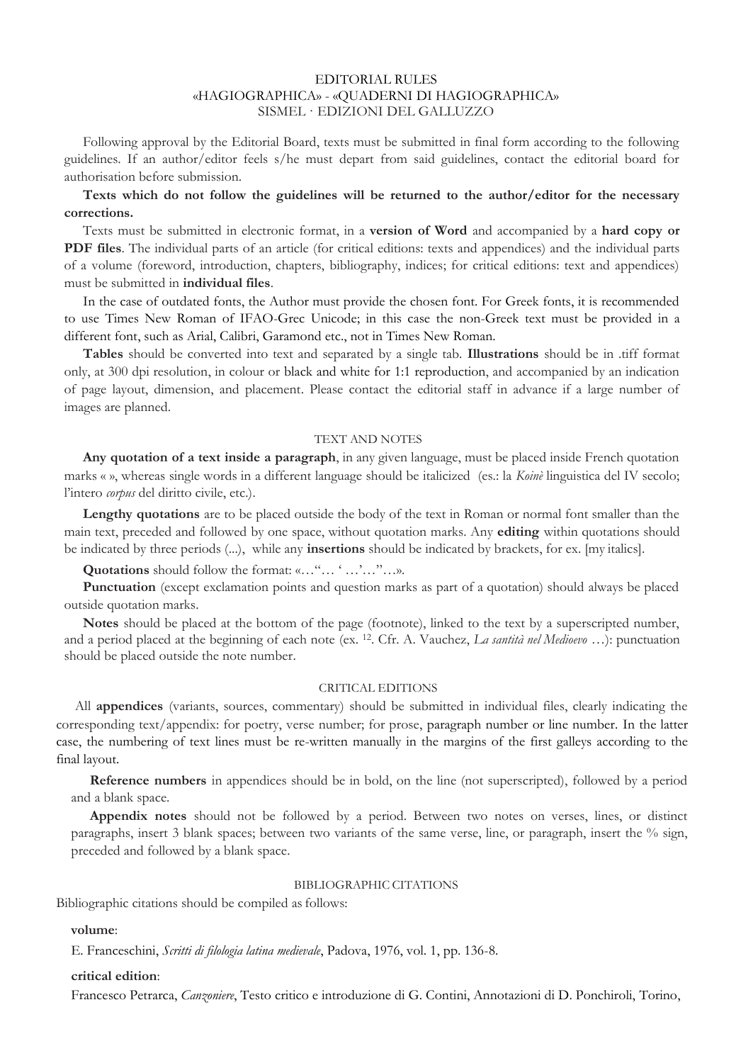# EDITORIAL RULES
# «HAGIOGRAPHICA» - «QUADERNI DI HAGIOGRAPHICA»
# SISMEL · EDIZIONI DEL GALLUZZO

Following approval by the Editorial Board, texts must be submitted in final form according to the following guidelines. If an author/editor feels s/he must depart from said guidelines, contact the editorial board for authorisation before submission.

**Texts which do not follow the guidelines will be returned to the author/editor for the necessary corrections.**

Texts must be submitted in electronic format, in a **version of Word** and accompanied by a **hard copy or PDF files**. The individual parts of an article (for critical editions: texts and appendices) and the individual parts of a volume (foreword, introduction, chapters, bibliography, indices; for critical editions: text and appendices) must be submitted in **individual files**.

In the case of outdated fonts, the Author must provide the chosen font. For Greek fonts, it is recommended to use Times New Roman of IFAO-Grec Unicode; in this case the non-Greek text must be provided in a different font, such as Arial, Calibri, Garamond etc., not in Times New Roman.

**Tables** should be converted into text and separated by a single tab. **Illustrations** should be in .tiff format only, at 300 dpi resolution, in colour or black and white for 1:1 reproduction, and accompanied by an indication of page layout, dimension, and placement. Please contact the editorial staff in advance if a large number of images are planned.

## TEXT AND NOTES

**Any quotation of a text inside a paragraph**, in any given language, must be placed inside French quotation marks « », whereas single words in a different language should be italicized (es.: la *Koinè* linguistica del IV secolo; l'intero *corpus* del diritto civile, etc.).

**Lengthy quotations** are to be placed outside the body of the text in Roman or normal font smaller than the main text, preceded and followed by one space, without quotation marks. Any **editing** within quotations should be indicated by three periods (...), while any **insertions** should be indicated by brackets, for ex. [my italics].

**Quotations** should follow the format: «…"… ' …'…"…».

**Punctuation** (except exclamation points and question marks as part of a quotation) should always be placed outside quotation marks.

**Notes** should be placed at the bottom of the page (footnote), linked to the text by a superscripted number, and a period placed at the beginning of each note (ex. [12]. Cfr. A. Vauchez, *La santità nel Medioevo* …): punctuation should be placed outside the note number.

## CRITICAL EDITIONS

All **appendices** (variants, sources, commentary) should be submitted in individual files, clearly indicating the corresponding text/appendix: for poetry, verse number; for prose, paragraph number or line number. In the latter case, the numbering of text lines must be re-written manually in the margins of the first galleys according to the final layout.

**Reference numbers** in appendices should be in bold, on the line (not superscripted), followed by a period and a blank space.

**Appendix notes** should not be followed by a period. Between two notes on verses, lines, or distinct paragraphs, insert 3 blank spaces; between two variants of the same verse, line, or paragraph, insert the % sign, preceded and followed by a blank space.

## BIBLIOGRAPHIC CITATIONS

Bibliographic citations should be compiled as follows:

**volume**:

E. Franceschini, *Scritti di filologia latina medievale*, Padova, 1976, vol. 1, pp. 136-8.

**critical edition**:

Francesco Petrarca, *Canzoniere*, Testo critico e introduzione di G. Contini, Annotazioni di D. Ponchiroli, Torino,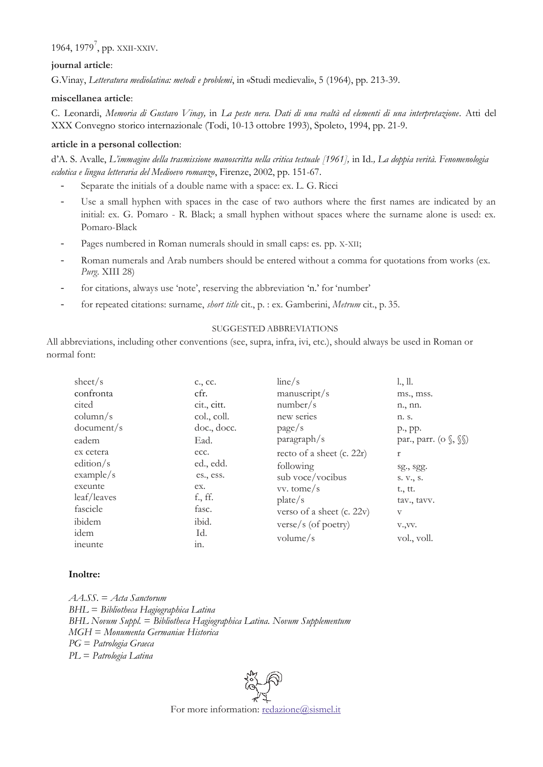1964, 1979[7], pp. XXII-XXIV.

**journal article**:

G.Vinay, *Letteratura mediolatina: metodi e problemi*, in «Studi medievali», 5 (1964), pp. 213-39.

**miscellanea article**:

C. Leonardi, *Memoria di Gustavo Vinay,* in *La peste nera. Dati di una realtà ed elementi di una interpretazione*. Atti del XXX Convegno storico internazionale (Todi, 10-13 ottobre 1993), Spoleto, 1994, pp. 21-9.

**article in a personal collection**:

d'A. S. Avalle, *L'immagine della trasmissione manoscritta nella critica testuale [1961],* in Id.*, La doppia verità. Fenomenologia ecdotica e lingua letteraria del Medioevo romanzo*, Firenze, 2002, pp. 151-67.

- Separate the initials of a double name with a space: ex. L. G. Ricci
- Use a small hyphen with spaces in the case of two authors where the first names are indicated by an initial: ex. G. Pomaro - R. Black; a small hyphen without spaces where the surname alone is used: ex. Pomaro-Black
- Pages numbered in Roman numerals should in small caps: es. pp. X-XII;
- Roman numerals and Arab numbers should be entered without a comma for quotations from works (ex. *Purg.* XIII 28)
- for citations, always use 'note', reserving the abbreviation 'n.' for 'number'
- for repeated citations: surname, *short title* cit., p. : ex. Gamberini, *Metrum* cit., p. 35.

SUGGESTED ABBREVIATIONS

All abbreviations, including other conventions (see, supra, infra, ivi, etc.), should always be used in Roman or normal font:

| | | | |
|---|---|---|---|
| sheet/s | c., cc. | line/s | l., ll. |
| confronta | cfr. | manuscript/s | ms., mss. |
| cited | cit., citt. | number/s | n., nn. |
| column/s | col., coll. | new series | n. s. |
| document/s | doc., docc. | page/s | p., pp. |
| eadem | Ead. | paragraph/s | par., parr. (o §, §§) |
| ex cetera | ecc. | recto of a sheet (c. 22r) | r |
| edition/s | ed., edd. | following | sg., sgg. |
| example/s | es., ess. | sub voce/vocibus | s. v., s. |
| exeunte | ex. | vv. tome/s | t., tt. |
| leaf/leaves | f., ff. | plate/s | tav., tavv. |
| fascicle | fasc. | verso of a sheet (c. 22v) | v |
| ibidem | ibid. | verse/s (of poetry) | v.,vv. |
| idem | Id. | volume/s | vol., voll. |
| ineunte | in. | | |

**Inoltre:**

*AA.SS.* = *Acta Sanctorum*
*BHL* = *Bibliotheca Hagiographica Latina*
*BHL Novum Suppl.* = *Bibliotheca Hagiographica Latina. Novum Supplementum*
*MGH* = *Monumenta Germaniae Historica*
*PG* = *Patrologia Graeca*
*PL* = *Patrologia Latina*

For more information: redazione@sismel.it